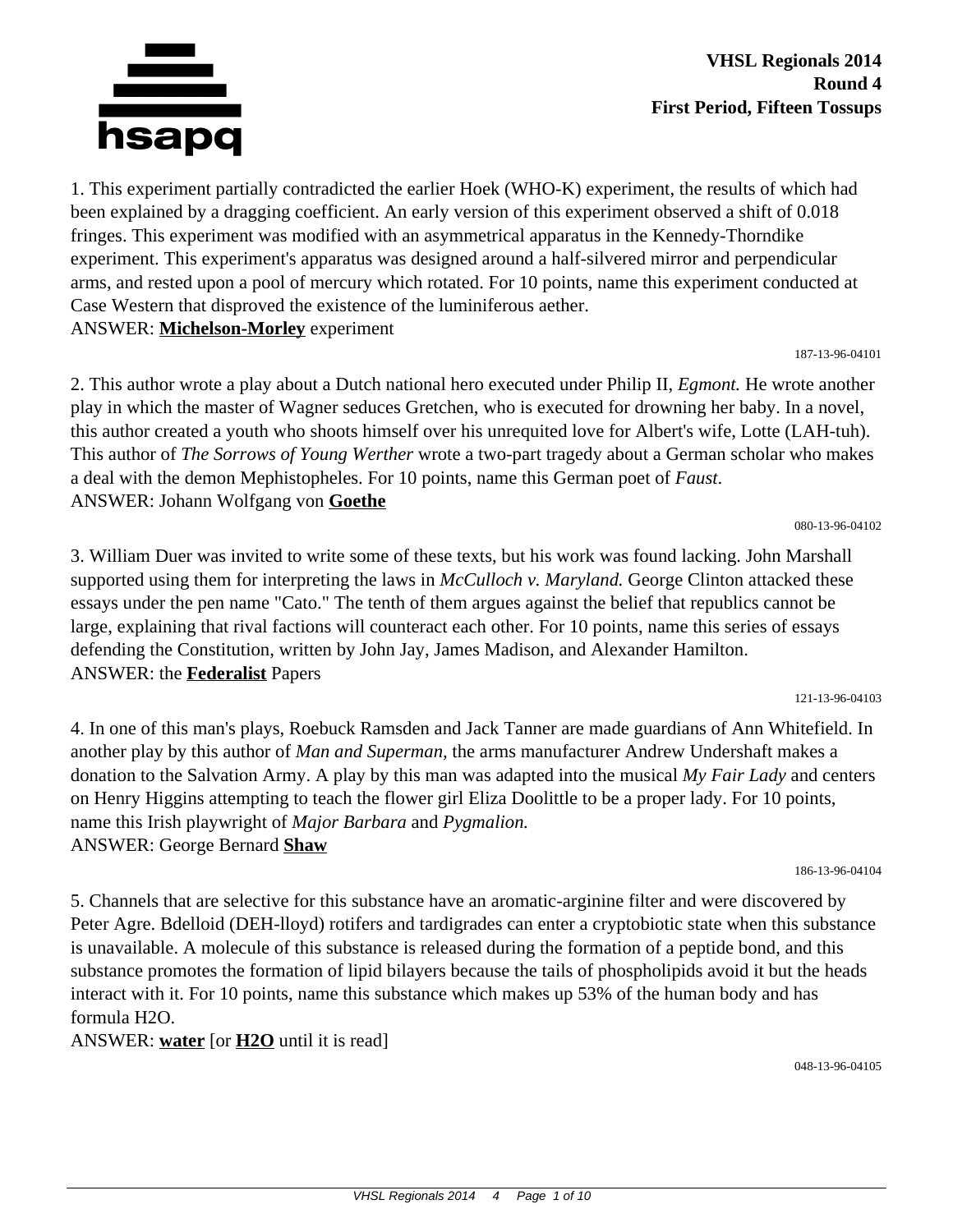# VHSL Regionals 2014
## Round 4
### First Period, Fifteen Tossups

1. This experiment partially contradicted the earlier Hoek (WHO-K) experiment, the results of which had been explained by a dragging coefficient. An early version of this experiment observed a shift of 0.018 fringes. This experiment was modified with an asymmetrical apparatus in the Kennedy-Thorndike experiment. This experiment's apparatus was designed around a half-silvered mirror and perpendicular arms, and rested upon a pool of mercury which rotated. For 10 points, name this experiment conducted at Case Western that disproved the existence of the luminiferous aether.
ANSWER: **Michelson-Morley** experiment

187-13-96-04101

2. This author wrote a play about a Dutch national hero executed under Philip II, *Egmont.* He wrote another play in which the master of Wagner seduces Gretchen, who is executed for drowning her baby. In a novel, this author created a youth who shoots himself over his unrequited love for Albert's wife, Lotte (LAH-tuh). This author of *The Sorrows of Young Werther* wrote a two-part tragedy about a German scholar who makes a deal with the demon Mephistopheles. For 10 points, name this German poet of *Faust*.
ANSWER: Johann Wolfgang von **Goethe**

080-13-96-04102

3. William Duer was invited to write some of these texts, but his work was found lacking. John Marshall supported using them for interpreting the laws in *McCulloch v. Maryland.* George Clinton attacked these essays under the pen name "Cato." The tenth of them argues against the belief that republics cannot be large, explaining that rival factions will counteract each other. For 10 points, name this series of essays defending the Constitution, written by John Jay, James Madison, and Alexander Hamilton.
ANSWER: the **Federalist** Papers

121-13-96-04103

4. In one of this man's plays, Roebuck Ramsden and Jack Tanner are made guardians of Ann Whitefield. In another play by this author of *Man and Superman,* the arms manufacturer Andrew Undershaft makes a donation to the Salvation Army. A play by this man was adapted into the musical *My Fair Lady* and centers on Henry Higgins attempting to teach the flower girl Eliza Doolittle to be a proper lady. For 10 points, name this Irish playwright of *Major Barbara* and *Pygmalion.*
ANSWER: George Bernard **Shaw**

186-13-96-04104

5. Channels that are selective for this substance have an aromatic-arginine filter and were discovered by Peter Agre. Bdelloid (DEH-lloyd) rotifers and tardigrades can enter a cryptobiotic state when this substance is unavailable. A molecule of this substance is released during the formation of a peptide bond, and this substance promotes the formation of lipid bilayers because the tails of phospholipids avoid it but the heads interact with it. For 10 points, name this substance which makes up 53% of the human body and has formula H2O.
ANSWER: **water** [or **H2O** until it is read]

048-13-96-04105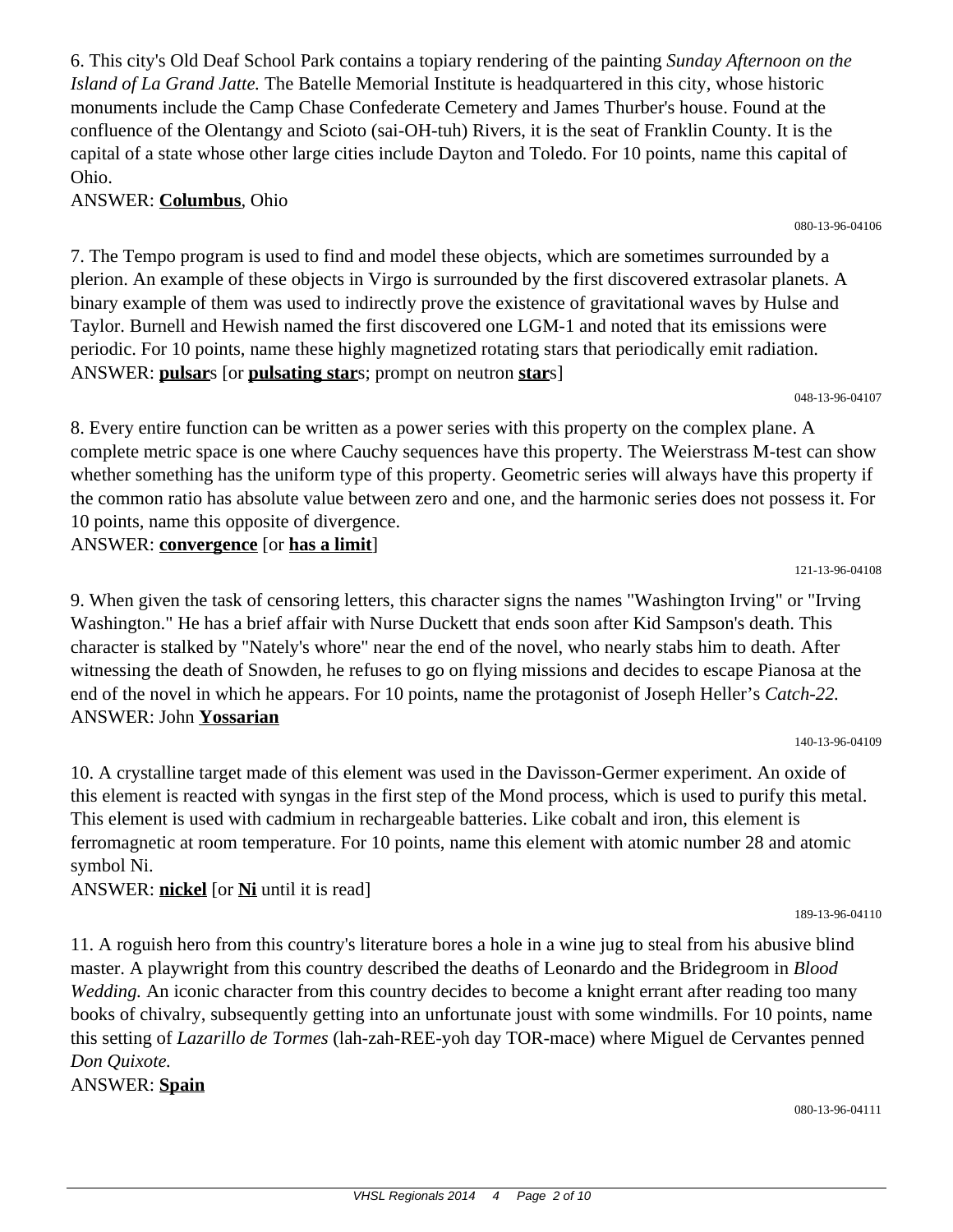6. This city's Old Deaf School Park contains a topiary rendering of the painting *Sunday Afternoon on the Island of La Grand Jatte.* The Batelle Memorial Institute is headquartered in this city, whose historic monuments include the Camp Chase Confederate Cemetery and James Thurber's house. Found at the confluence of the Olentangy and Scioto (sai-OH-tuh) Rivers, it is the seat of Franklin County. It is the capital of a state whose other large cities include Dayton and Toledo. For 10 points, name this capital of Ohio.

ANSWER: **Columbus**, Ohio

080-13-96-04106

7. The Tempo program is used to find and model these objects, which are sometimes surrounded by a plerion. An example of these objects in Virgo is surrounded by the first discovered extrasolar planets. A binary example of them was used to indirectly prove the existence of gravitational waves by Hulse and Taylor. Burnell and Hewish named the first discovered one LGM-1 and noted that its emissions were periodic. For 10 points, name these highly magnetized rotating stars that periodically emit radiation.

ANSWER: **pulsar**s [or **pulsating star**s; prompt on neutron **star**s]

048-13-96-04107

8. Every entire function can be written as a power series with this property on the complex plane. A complete metric space is one where Cauchy sequences have this property. The Weierstrass M-test can show whether something has the uniform type of this property. Geometric series will always have this property if the common ratio has absolute value between zero and one, and the harmonic series does not possess it. For 10 points, name this opposite of divergence.

ANSWER: **convergence** [or **has a limit**]

121-13-96-04108

9. When given the task of censoring letters, this character signs the names "Washington Irving" or "Irving Washington." He has a brief affair with Nurse Duckett that ends soon after Kid Sampson's death. This character is stalked by "Nately's whore" near the end of the novel, who nearly stabs him to death. After witnessing the death of Snowden, he refuses to go on flying missions and decides to escape Pianosa at the end of the novel in which he appears. For 10 points, name the protagonist of Joseph Heller's *Catch-22.*

ANSWER: John **Yossarian**

140-13-96-04109

10. A crystalline target made of this element was used in the Davisson-Germer experiment. An oxide of this element is reacted with syngas in the first step of the Mond process, which is used to purify this metal. This element is used with cadmium in rechargeable batteries. Like cobalt and iron, this element is ferromagnetic at room temperature. For 10 points, name this element with atomic number 28 and atomic symbol Ni.

ANSWER: **nickel** [or **Ni** until it is read]

189-13-96-04110

11. A roguish hero from this country's literature bores a hole in a wine jug to steal from his abusive blind master. A playwright from this country described the deaths of Leonardo and the Bridegroom in *Blood Wedding.* An iconic character from this country decides to become a knight errant after reading too many books of chivalry, subsequently getting into an unfortunate joust with some windmills. For 10 points, name this setting of *Lazarillo de Tormes* (lah-zah-REE-yoh day TOR-mace) where Miguel de Cervantes penned *Don Quixote.*

ANSWER: **Spain**

080-13-96-04111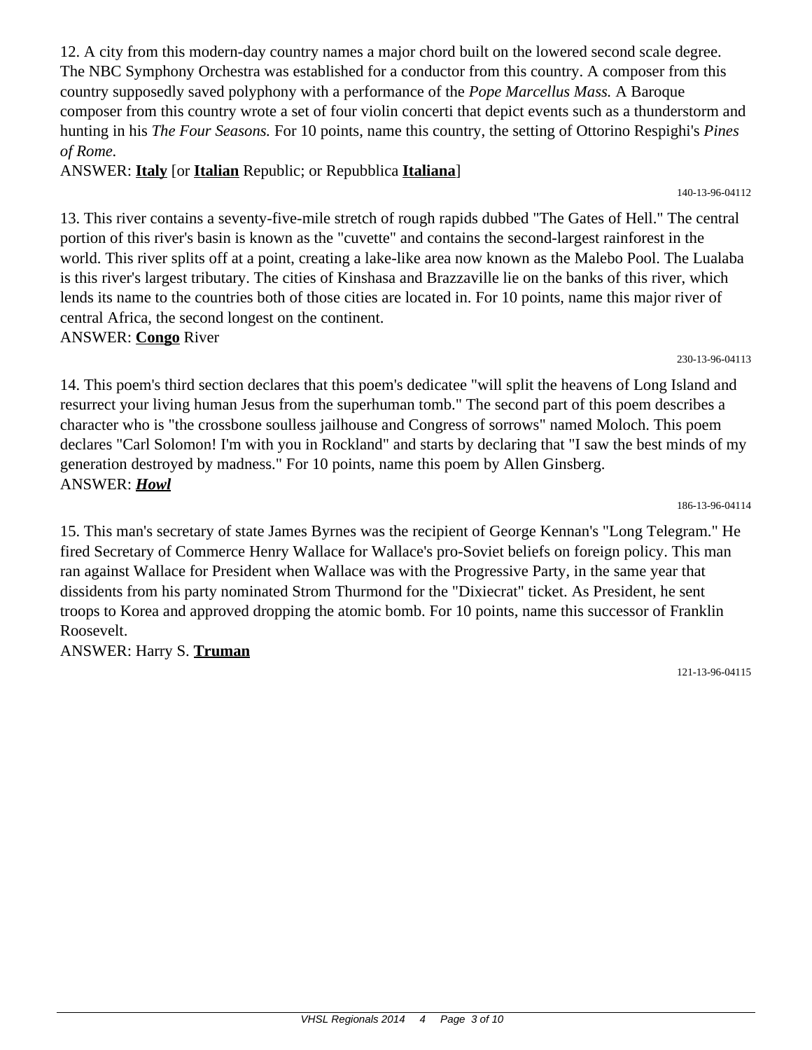12. A city from this modern-day country names a major chord built on the lowered second scale degree. The NBC Symphony Orchestra was established for a conductor from this country. A composer from this country supposedly saved polyphony with a performance of the *Pope Marcellus Mass.* A Baroque composer from this country wrote a set of four violin concerti that depict events such as a thunderstorm and hunting in his *The Four Seasons.* For 10 points, name this country, the setting of Ottorino Respighi's *Pines of Rome.*

ANSWER: **Italy** [or **Italian** Republic; or Repubblica **Italiana**]

140-13-96-04112

13. This river contains a seventy-five-mile stretch of rough rapids dubbed "The Gates of Hell." The central portion of this river's basin is known as the "cuvette" and contains the second-largest rainforest in the world. This river splits off at a point, creating a lake-like area now known as the Malebo Pool. The Lualaba is this river's largest tributary. The cities of Kinshasa and Brazzaville lie on the banks of this river, which lends its name to the countries both of those cities are located in. For 10 points, name this major river of central Africa, the second longest on the continent.

ANSWER: **Congo** River

230-13-96-04113

14. This poem's third section declares that this poem's dedicatee "will split the heavens of Long Island and resurrect your living human Jesus from the superhuman tomb." The second part of this poem describes a character who is "the crossbone soulless jailhouse and Congress of sorrows" named Moloch. This poem declares "Carl Solomon! I'm with you in Rockland" and starts by declaring that "I saw the best minds of my generation destroyed by madness." For 10 points, name this poem by Allen Ginsberg.

ANSWER: ***Howl***

186-13-96-04114

15. This man's secretary of state James Byrnes was the recipient of George Kennan's "Long Telegram." He fired Secretary of Commerce Henry Wallace for Wallace's pro-Soviet beliefs on foreign policy. This man ran against Wallace for President when Wallace was with the Progressive Party, in the same year that dissidents from his party nominated Strom Thurmond for the "Dixiecrat" ticket. As President, he sent troops to Korea and approved dropping the atomic bomb. For 10 points, name this successor of Franklin Roosevelt.

ANSWER: Harry S. **Truman**

121-13-96-04115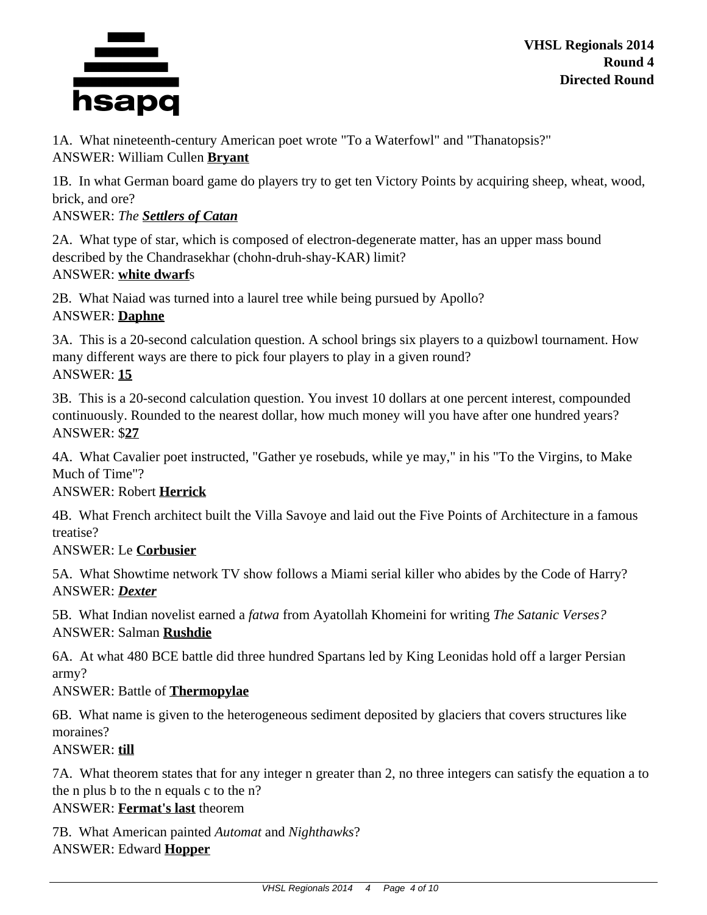VHSL Regionals 2014
Round 4
Directed Round

1A. What nineteenth-century American poet wrote "To a Waterfowl" and "Thanatopsis?"
ANSWER: William Cullen **Bryant**

1B. In what German board game do players try to get ten Victory Points by acquiring sheep, wheat, wood, brick, and ore?
ANSWER: *The **Settlers of Catan***

2A. What type of star, which is composed of electron-degenerate matter, has an upper mass bound described by the Chandrasekhar (chohn-druh-shay-KAR) limit?
ANSWER: **white dwarf**s

2B. What Naiad was turned into a laurel tree while being pursued by Apollo?
ANSWER: **Daphne**

3A. This is a 20-second calculation question. A school brings six players to a quizbowl tournament. How many different ways are there to pick four players to play in a given round?
ANSWER: **15**

3B. This is a 20-second calculation question. You invest 10 dollars at one percent interest, compounded continuously. Rounded to the nearest dollar, how much money will you have after one hundred years?
ANSWER: $**27**

4A. What Cavalier poet instructed, "Gather ye rosebuds, while ye may," in his "To the Virgins, to Make Much of Time"?
ANSWER: Robert **Herrick**

4B. What French architect built the Villa Savoye and laid out the Five Points of Architecture in a famous treatise?
ANSWER: Le **Corbusier**

5A. What Showtime network TV show follows a Miami serial killer who abides by the Code of Harry?
ANSWER: ***Dexter***

5B. What Indian novelist earned a *fatwa* from Ayatollah Khomeini for writing *The Satanic Verses?*
ANSWER: Salman **Rushdie**

6A. At what 480 BCE battle did three hundred Spartans led by King Leonidas hold off a larger Persian army?
ANSWER: Battle of **Thermopylae**

6B. What name is given to the heterogeneous sediment deposited by glaciers that covers structures like moraines?
ANSWER: **till**

7A. What theorem states that for any integer n greater than 2, no three integers can satisfy the equation a to the n plus b to the n equals c to the n?
ANSWER: **Fermat's last** theorem

7B. What American painted *Automat* and *Nighthawks*?
ANSWER: Edward **Hopper**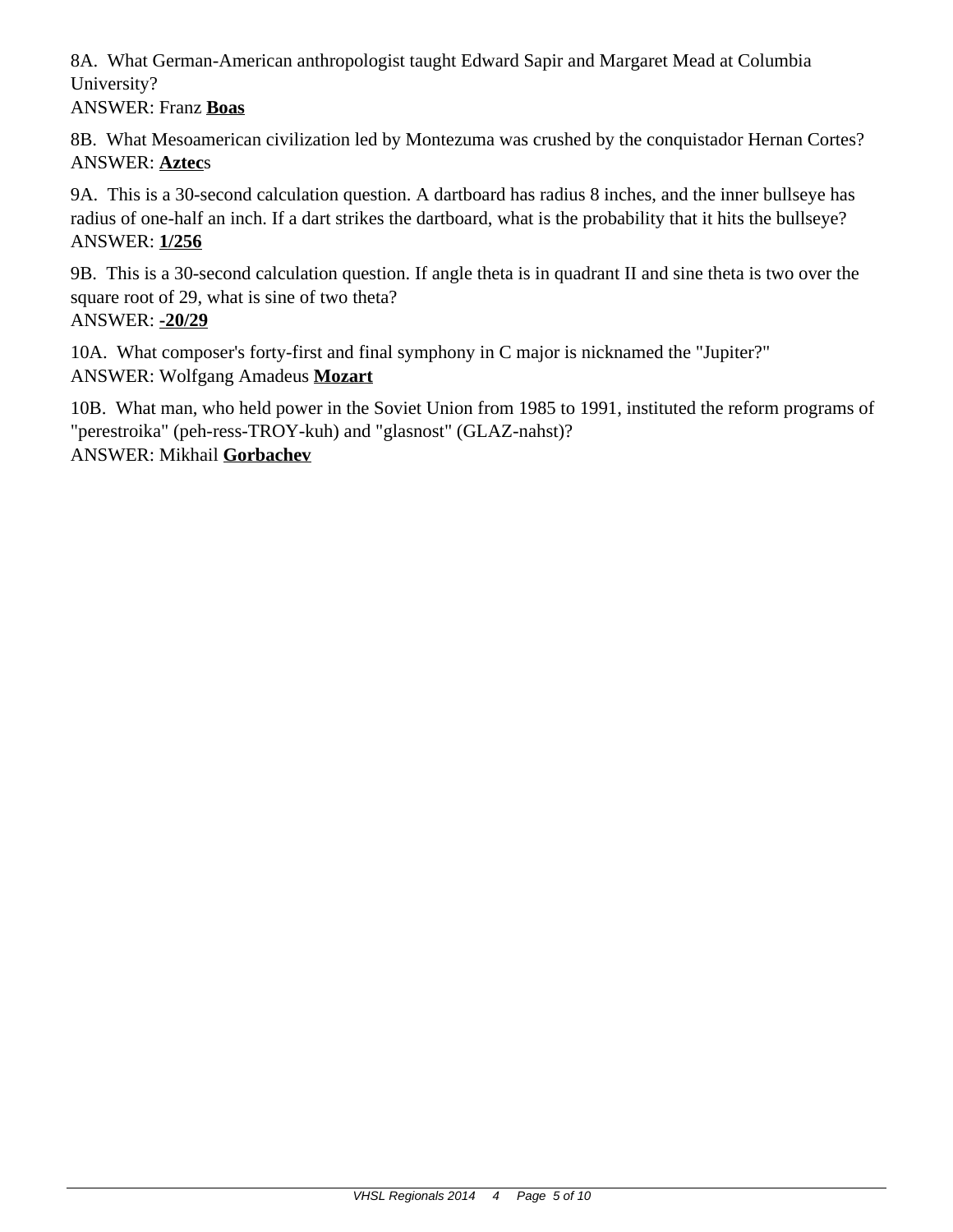8A.  What German-American anthropologist taught Edward Sapir and Margaret Mead at Columbia University?
ANSWER: Franz **Boas**

8B.  What Mesoamerican civilization led by Montezuma was crushed by the conquistador Hernan Cortes?
ANSWER: **Aztec**s

9A.  This is a 30-second calculation question. A dartboard has radius 8 inches, and the inner bullseye has radius of one-half an inch. If a dart strikes the dartboard, what is the probability that it hits the bullseye?
ANSWER: **1/256**

9B.  This is a 30-second calculation question. If angle theta is in quadrant II and sine theta is two over the square root of 29, what is sine of two theta?
ANSWER: **-20/29**

10A.  What composer's forty-first and final symphony in C major is nicknamed the "Jupiter?"
ANSWER: Wolfgang Amadeus **Mozart**

10B.  What man, who held power in the Soviet Union from 1985 to 1991, instituted the reform programs of "perestroika" (peh-ress-TROY-kuh) and "glasnost" (GLAZ-nahst)?
ANSWER: Mikhail **Gorbachev**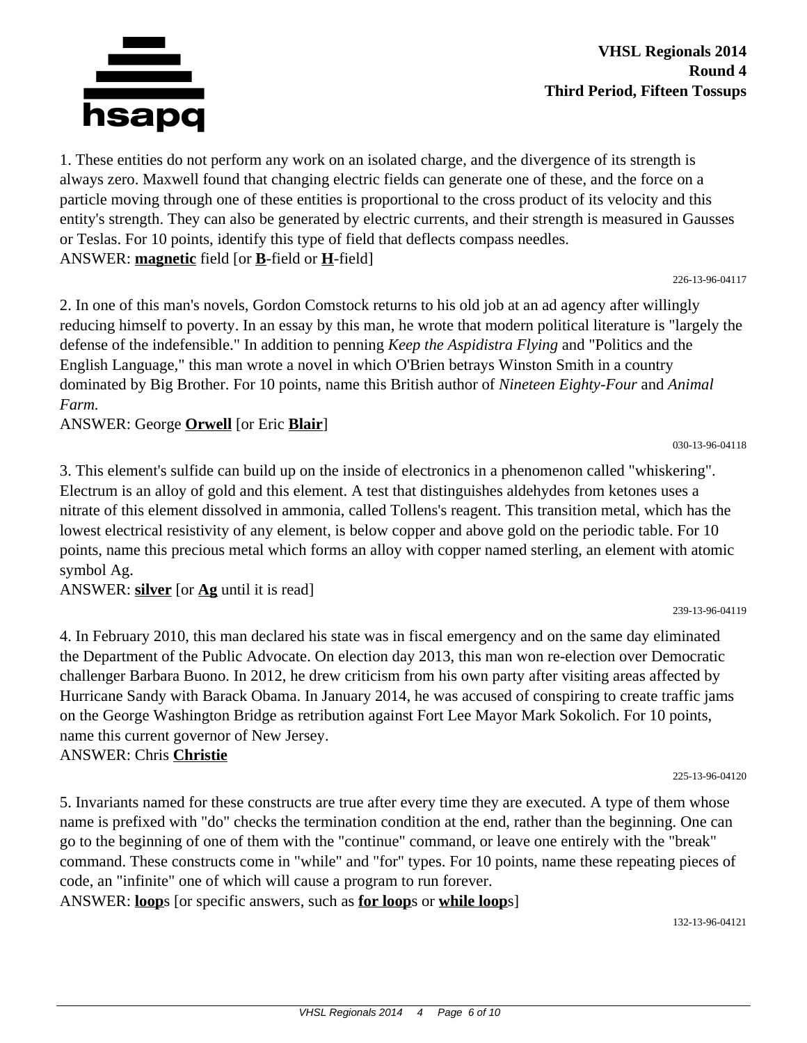**VHSL Regionals 2014**
**Round 4**
**Third Period, Fifteen Tossups**

1. These entities do not perform any work on an isolated charge, and the divergence of its strength is always zero. Maxwell found that changing electric fields can generate one of these, and the force on a particle moving through one of these entities is proportional to the cross product of its velocity and this entity's strength. They can also be generated by electric currents, and their strength is measured in Gausses or Teslas. For 10 points, identify this type of field that deflects compass needles.
ANSWER: **magnetic** field [or **B**-field or **H**-field]

226-13-96-04117

2. In one of this man's novels, Gordon Comstock returns to his old job at an ad agency after willingly reducing himself to poverty. In an essay by this man, he wrote that modern political literature is "largely the defense of the indefensible." In addition to penning *Keep the Aspidistra Flying* and "Politics and the English Language," this man wrote a novel in which O'Brien betrays Winston Smith in a country dominated by Big Brother. For 10 points, name this British author of *Nineteen Eighty-Four* and *Animal Farm.*
ANSWER: George **Orwell** [or Eric **Blair**]

030-13-96-04118

3. This element's sulfide can build up on the inside of electronics in a phenomenon called "whiskering". Electrum is an alloy of gold and this element. A test that distinguishes aldehydes from ketones uses a nitrate of this element dissolved in ammonia, called Tollens's reagent. This transition metal, which has the lowest electrical resistivity of any element, is below copper and above gold on the periodic table. For 10 points, name this precious metal which forms an alloy with copper named sterling, an element with atomic symbol Ag.
ANSWER: **silver** [or **Ag** until it is read]

239-13-96-04119

4. In February 2010, this man declared his state was in fiscal emergency and on the same day eliminated the Department of the Public Advocate. On election day 2013, this man won re-election over Democratic challenger Barbara Buono. In 2012, he drew criticism from his own party after visiting areas affected by Hurricane Sandy with Barack Obama. In January 2014, he was accused of conspiring to create traffic jams on the George Washington Bridge as retribution against Fort Lee Mayor Mark Sokolich. For 10 points, name this current governor of New Jersey.
ANSWER: Chris **Christie**

225-13-96-04120

5. Invariants named for these constructs are true after every time they are executed. A type of them whose name is prefixed with "do" checks the termination condition at the end, rather than the beginning. One can go to the beginning of one of them with the "continue" command, or leave one entirely with the "break" command. These constructs come in "while" and "for" types. For 10 points, name these repeating pieces of code, an "infinite" one of which will cause a program to run forever.
ANSWER: **loop**s [or specific answers, such as **for loop**s or **while loop**s]

132-13-96-04121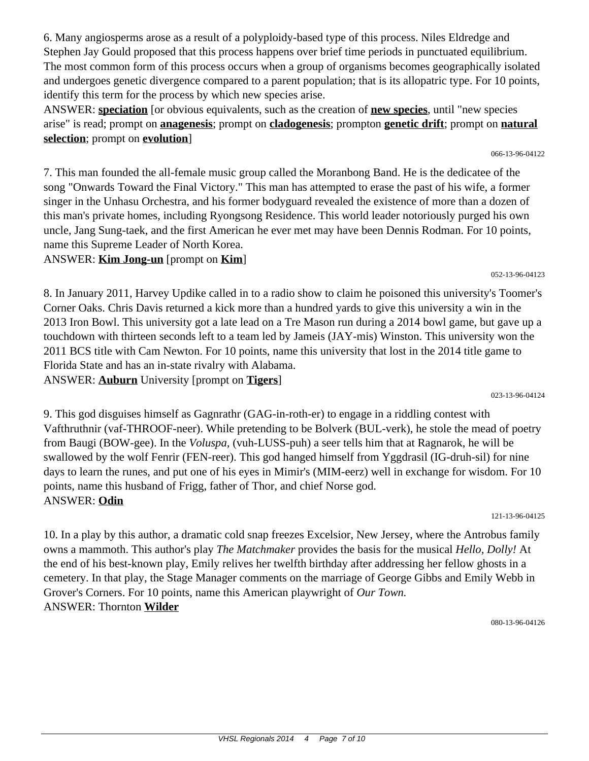6. Many angiosperms arose as a result of a polyploidy-based type of this process. Niles Eldredge and Stephen Jay Gould proposed that this process happens over brief time periods in punctuated equilibrium. The most common form of this process occurs when a group of organisms becomes geographically isolated and undergoes genetic divergence compared to a parent population; that is its allopatric type. For 10 points, identify this term for the process by which new species arise.

ANSWER: **speciation** [or obvious equivalents, such as the creation of **new species**, until "new species arise" is read; prompt on **anagenesis**; prompt on **cladogenesis**; prompton **genetic drift**; prompt on **natural selection**; prompt on **evolution**]

066-13-96-04122

7. This man founded the all-female music group called the Moranbong Band. He is the dedicatee of the song "Onwards Toward the Final Victory." This man has attempted to erase the past of his wife, a former singer in the Unhasu Orchestra, and his former bodyguard revealed the existence of more than a dozen of this man's private homes, including Ryongsong Residence. This world leader notoriously purged his own uncle, Jang Sung-taek, and the first American he ever met may have been Dennis Rodman. For 10 points, name this Supreme Leader of North Korea.

ANSWER: **Kim Jong-un** [prompt on **Kim**]

052-13-96-04123

8. In January 2011, Harvey Updike called in to a radio show to claim he poisoned this university's Toomer's Corner Oaks. Chris Davis returned a kick more than a hundred yards to give this university a win in the 2013 Iron Bowl. This university got a late lead on a Tre Mason run during a 2014 bowl game, but gave up a touchdown with thirteen seconds left to a team led by Jameis (JAY-mis) Winston. This university won the 2011 BCS title with Cam Newton. For 10 points, name this university that lost in the 2014 title game to Florida State and has an in-state rivalry with Alabama.

ANSWER: **Auburn** University [prompt on **Tigers**]

023-13-96-04124

9. This god disguises himself as Gagnrathr (GAG-in-roth-er) to engage in a riddling contest with Vafthruthnir (vaf-THROOF-neer). While pretending to be Bolverk (BUL-verk), he stole the mead of poetry from Baugi (BOW-gee). In the *Voluspa*, (vuh-LUSS-puh) a seer tells him that at Ragnarok, he will be swallowed by the wolf Fenrir (FEN-reer). This god hanged himself from Yggdrasil (IG-druh-sil) for nine days to learn the runes, and put one of his eyes in Mimir's (MIM-eerz) well in exchange for wisdom. For 10 points, name this husband of Frigg, father of Thor, and chief Norse god.

ANSWER: **Odin**

121-13-96-04125

10. In a play by this author, a dramatic cold snap freezes Excelsior, New Jersey, where the Antrobus family owns a mammoth. This author's play *The Matchmaker* provides the basis for the musical *Hello, Dolly!* At the end of his best-known play, Emily relives her twelfth birthday after addressing her fellow ghosts in a cemetery. In that play, the Stage Manager comments on the marriage of George Gibbs and Emily Webb in Grover's Corners. For 10 points, name this American playwright of *Our Town.*

ANSWER: Thornton **Wilder**

080-13-96-04126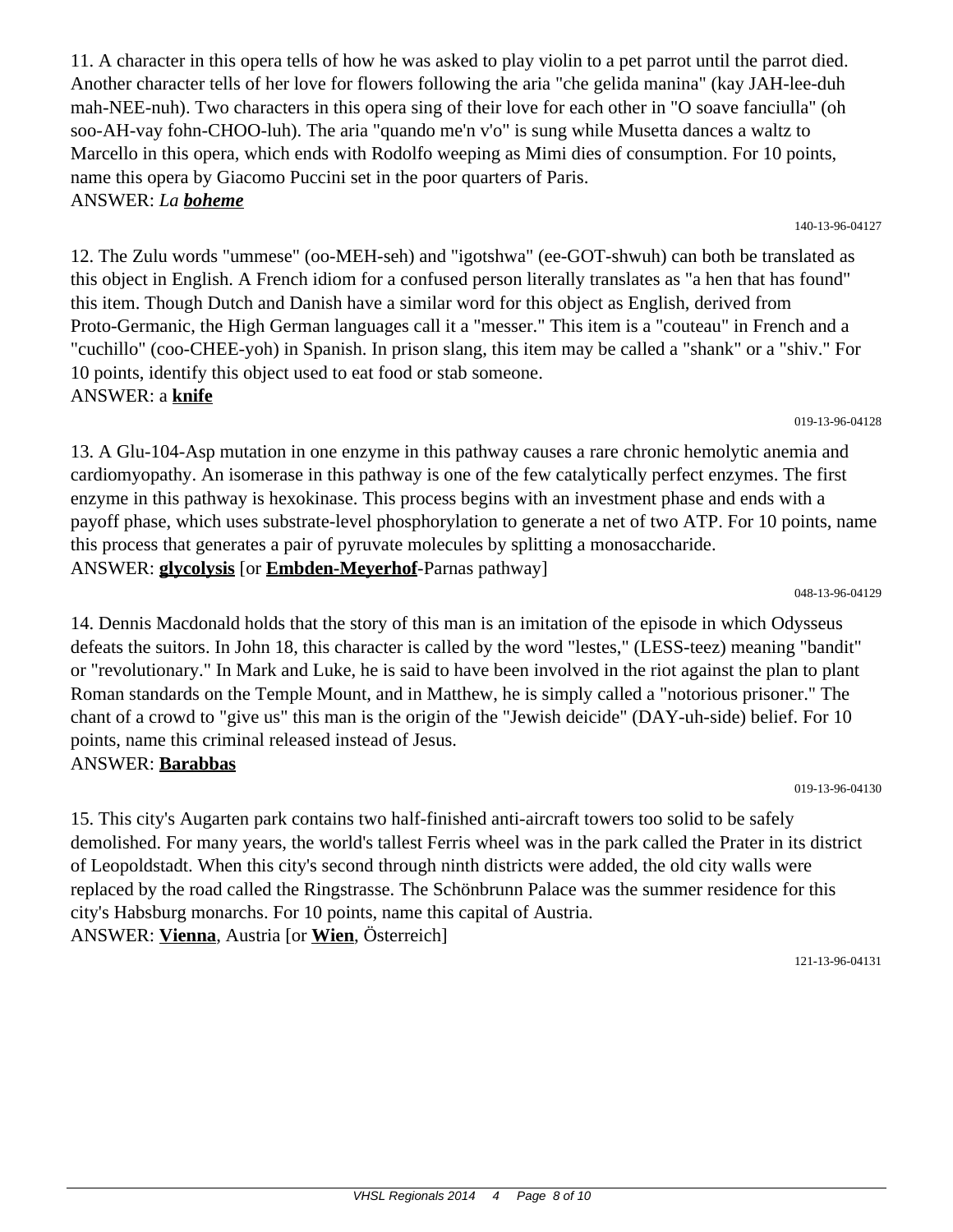11. A character in this opera tells of how he was asked to play violin to a pet parrot until the parrot died. Another character tells of her love for flowers following the aria "che gelida manina" (kay JAH-lee-duh mah-NEE-nuh). Two characters in this opera sing of their love for each other in "O soave fanciulla" (oh soo-AH-vay fohn-CHOO-luh). The aria "quando me'n v'o" is sung while Musetta dances a waltz to Marcello in this opera, which ends with Rodolfo weeping as Mimi dies of consumption. For 10 points, name this opera by Giacomo Puccini set in the poor quarters of Paris.
ANSWER: *La* ***boheme***

140-13-96-04127

12. The Zulu words "ummese" (oo-MEH-seh) and "igotshwa" (ee-GOT-shwuh) can both be translated as this object in English. A French idiom for a confused person literally translates as "a hen that has found" this item. Though Dutch and Danish have a similar word for this object as English, derived from Proto-Germanic, the High German languages call it a "messer." This item is a "couteau" in French and a "cuchillo" (coo-CHEE-yoh) in Spanish. In prison slang, this item may be called a "shank" or a "shiv." For 10 points, identify this object used to eat food or stab someone.
ANSWER: a **knife**

019-13-96-04128

13. A Glu-104-Asp mutation in one enzyme in this pathway causes a rare chronic hemolytic anemia and cardiomyopathy. An isomerase in this pathway is one of the few catalytically perfect enzymes. The first enzyme in this pathway is hexokinase. This process begins with an investment phase and ends with a payoff phase, which uses substrate-level phosphorylation to generate a net of two ATP. For 10 points, name this process that generates a pair of pyruvate molecules by splitting a monosaccharide.
ANSWER: **glycolysis** [or **Embden-Meyerhof**-Parnas pathway]

048-13-96-04129

14. Dennis Macdonald holds that the story of this man is an imitation of the episode in which Odysseus defeats the suitors. In John 18, this character is called by the word "lestes," (LESS-teez) meaning "bandit" or "revolutionary." In Mark and Luke, he is said to have been involved in the riot against the plan to plant Roman standards on the Temple Mount, and in Matthew, he is simply called a "notorious prisoner." The chant of a crowd to "give us" this man is the origin of the "Jewish deicide" (DAY-uh-side) belief. For 10 points, name this criminal released instead of Jesus.
ANSWER: **Barabbas**

019-13-96-04130

15. This city's Augarten park contains two half-finished anti-aircraft towers too solid to be safely demolished. For many years, the world's tallest Ferris wheel was in the park called the Prater in its district of Leopoldstadt. When this city's second through ninth districts were added, the old city walls were replaced by the road called the Ringstrasse. The Schönbrunn Palace was the summer residence for this city's Habsburg monarchs. For 10 points, name this capital of Austria.
ANSWER: **Vienna**, Austria [or **Wien**, Österreich]

121-13-96-04131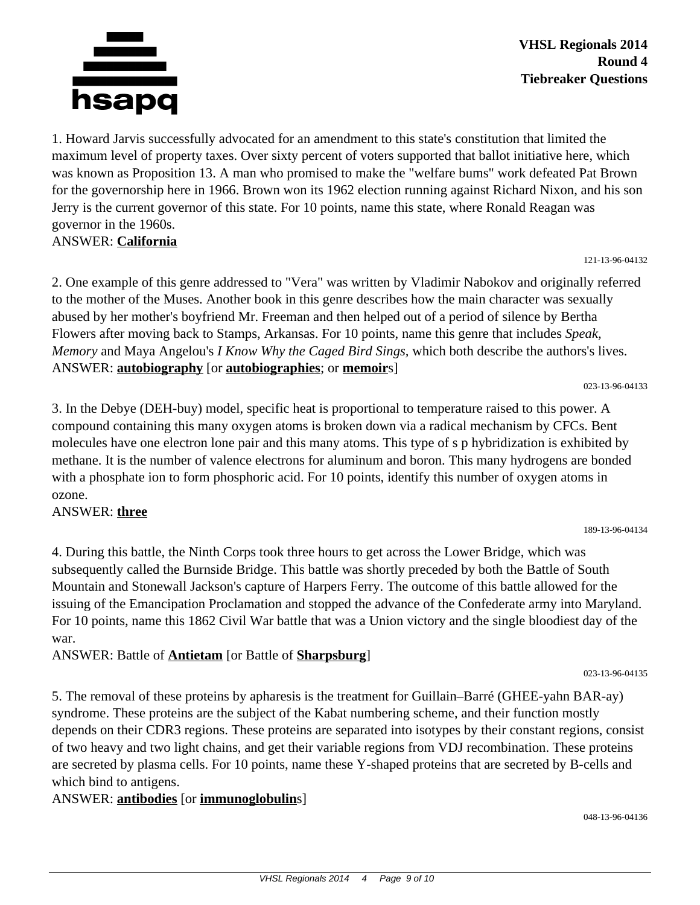# VHSL Regionals 2014
## Round 4
## Tiebreaker Questions

1. Howard Jarvis successfully advocated for an amendment to this state's constitution that limited the maximum level of property taxes. Over sixty percent of voters supported that ballot initiative here, which was known as Proposition 13. A man who promised to make the "welfare bums" work defeated Pat Brown for the governorship here in 1966. Brown won its 1962 election running against Richard Nixon, and his son Jerry is the current governor of this state. For 10 points, name this state, where Ronald Reagan was governor in the 1960s.
ANSWER: **California**

121-13-96-04132

2. One example of this genre addressed to "Vera" was written by Vladimir Nabokov and originally referred to the mother of the Muses. Another book in this genre describes how the main character was sexually abused by her mother's boyfriend Mr. Freeman and then helped out of a period of silence by Bertha Flowers after moving back to Stamps, Arkansas. For 10 points, name this genre that includes *Speak, Memory* and Maya Angelou's *I Know Why the Caged Bird Sings,* which both describe the authors's lives.
ANSWER: **autobiography** [or **autobiographies**; or **memoir**s]

023-13-96-04133

3. In the Debye (DEH-buy) model, specific heat is proportional to temperature raised to this power. A compound containing this many oxygen atoms is broken down via a radical mechanism by CFCs. Bent molecules have one electron lone pair and this many atoms. This type of s p hybridization is exhibited by methane. It is the number of valence electrons for aluminum and boron. This many hydrogens are bonded with a phosphate ion to form phosphoric acid. For 10 points, identify this number of oxygen atoms in ozone.
ANSWER: **three**

189-13-96-04134

4. During this battle, the Ninth Corps took three hours to get across the Lower Bridge, which was subsequently called the Burnside Bridge. This battle was shortly preceded by both the Battle of South Mountain and Stonewall Jackson's capture of Harpers Ferry. The outcome of this battle allowed for the issuing of the Emancipation Proclamation and stopped the advance of the Confederate army into Maryland. For 10 points, name this 1862 Civil War battle that was a Union victory and the single bloodiest day of the war.
ANSWER: Battle of **Antietam** [or Battle of **Sharpsburg**]

023-13-96-04135

5. The removal of these proteins by apharesis is the treatment for Guillain–Barré (GHEE-yahn BAR-ay) syndrome. These proteins are the subject of the Kabat numbering scheme, and their function mostly depends on their CDR3 regions. These proteins are separated into isotypes by their constant regions, consist of two heavy and two light chains, and get their variable regions from VDJ recombination. These proteins are secreted by plasma cells. For 10 points, name these Y-shaped proteins that are secreted by B-cells and which bind to antigens.
ANSWER: **antibodies** [or **immunoglobulin**s]

048-13-96-04136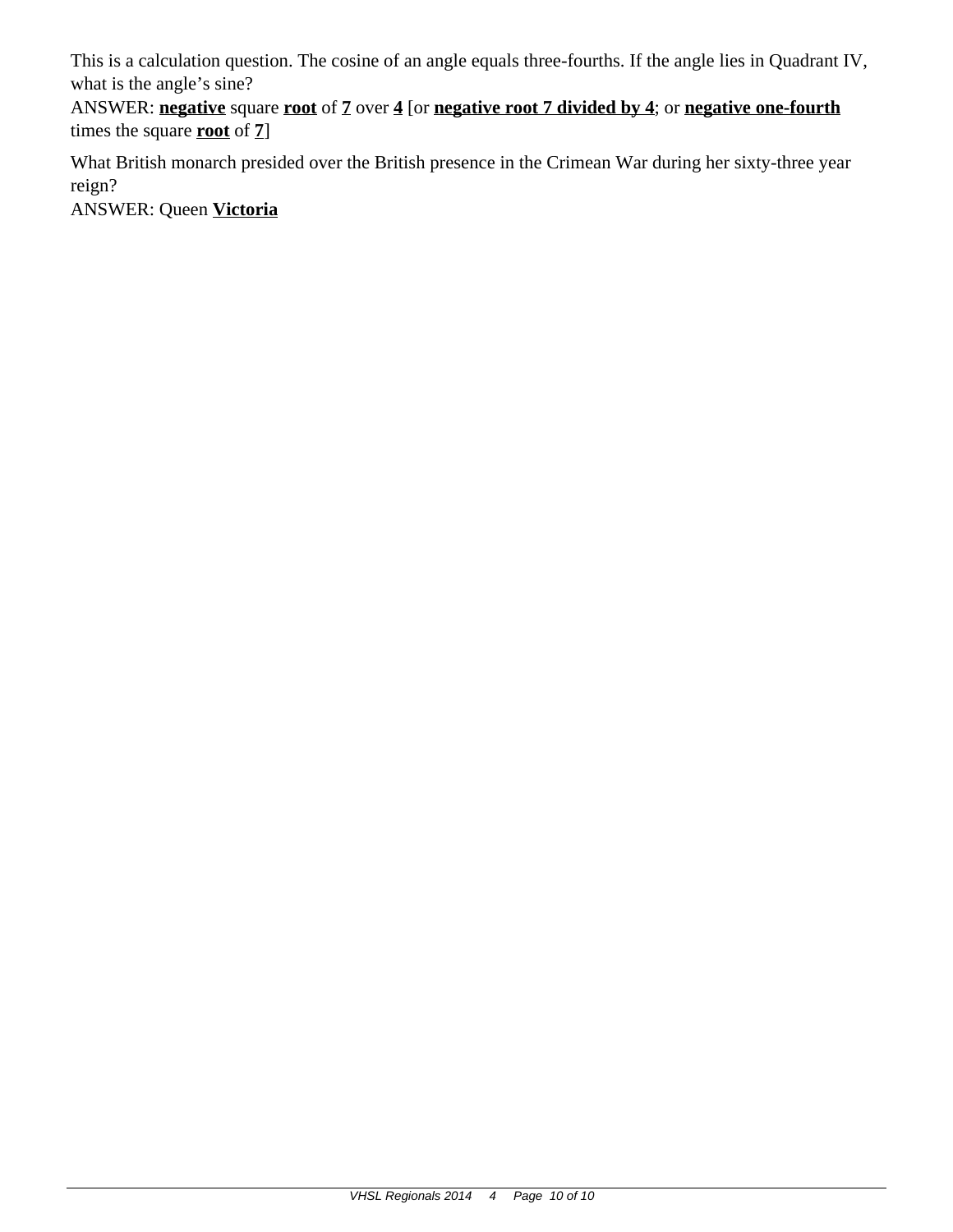This is a calculation question. The cosine of an angle equals three-fourths. If the angle lies in Quadrant IV, what is the angle's sine?

ANSWER: **negative** square **root** of **7** over **4** [or **negative root 7 divided by 4**; or **negative one-fourth** times the square **root** of **7**]

What British monarch presided over the British presence in the Crimean War during her sixty-three year reign?

ANSWER: Queen **Victoria**